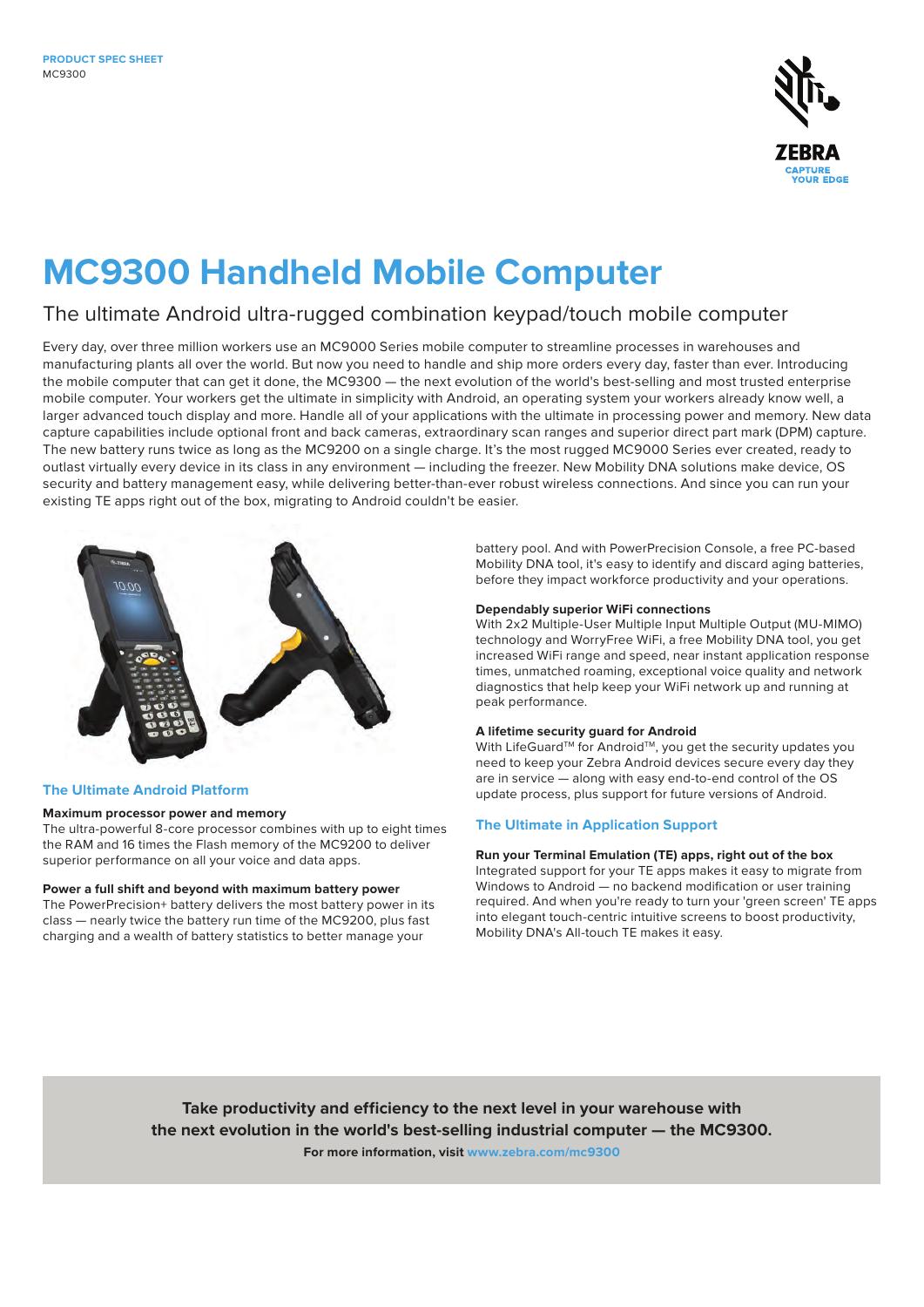PRODUCT SPEC SHEET
MC9300

# MC9300 Handheld Mobile Computer

## The ultimate Android ultra-rugged combination keypad/touch mobile computer

Every day, over three million workers use an MC9000 Series mobile computer to streamline processes in warehouses and manufacturing plants all over the world. But now you need to handle and ship more orders every day, faster than ever. Introducing the mobile computer that can get it done, the MC9300 — the next evolution of the world's best-selling and most trusted enterprise mobile computer. Your workers get the ultimate in simplicity with Android, an operating system your workers already know well, a larger advanced touch display and more. Handle all of your applications with the ultimate in processing power and memory. New data capture capabilities include optional front and back cameras, extraordinary scan ranges and superior direct part mark (DPM) capture. The new battery runs twice as long as the MC9200 on a single charge. It's the most rugged MC9000 Series ever created, ready to outlast virtually every device in its class in any environment — including the freezer. New Mobility DNA solutions make device, OS security and battery management easy, while delivering better-than-ever robust wireless connections. And since you can run your existing TE apps right out of the box, migrating to Android couldn't be easier.

### The Ultimate Android Platform

**Maximum processor power and memory**
The ultra-powerful 8-core processor combines with up to eight times the RAM and 16 times the Flash memory of the MC9200 to deliver superior performance on all your voice and data apps.

**Power a full shift and beyond with maximum battery power**
The PowerPrecision+ battery delivers the most battery power in its class — nearly twice the battery run time of the MC9200, plus fast charging and a wealth of battery statistics to better manage your battery pool. And with PowerPrecision Console, a free PC-based Mobility DNA tool, it's easy to identify and discard aging batteries, before they impact workforce productivity and your operations.

**Dependably superior WiFi connections**
With 2x2 Multiple-User Multiple Input Multiple Output (MU-MIMO) technology and WorryFree WiFi, a free Mobility DNA tool, you get increased WiFi range and speed, near instant application response times, unmatched roaming, exceptional voice quality and network diagnostics that help keep your WiFi network up and running at peak performance.

**A lifetime security guard for Android**
With LifeGuard™ for Android™, you get the security updates you need to keep your Zebra Android devices secure every day they are in service — along with easy end-to-end control of the OS update process, plus support for future versions of Android.

### The Ultimate in Application Support

**Run your Terminal Emulation (TE) apps, right out of the box**
Integrated support for your TE apps makes it easy to migrate from Windows to Android — no backend modification or user training required. And when you're ready to turn your 'green screen' TE apps into elegant touch-centric intuitive screens to boost productivity, Mobility DNA's All-touch TE makes it easy.

**Take productivity and efficiency to the next level in your warehouse with the next evolution in the world's best-selling industrial computer — the MC9300.**

**For more information, visit www.zebra.com/mc9300**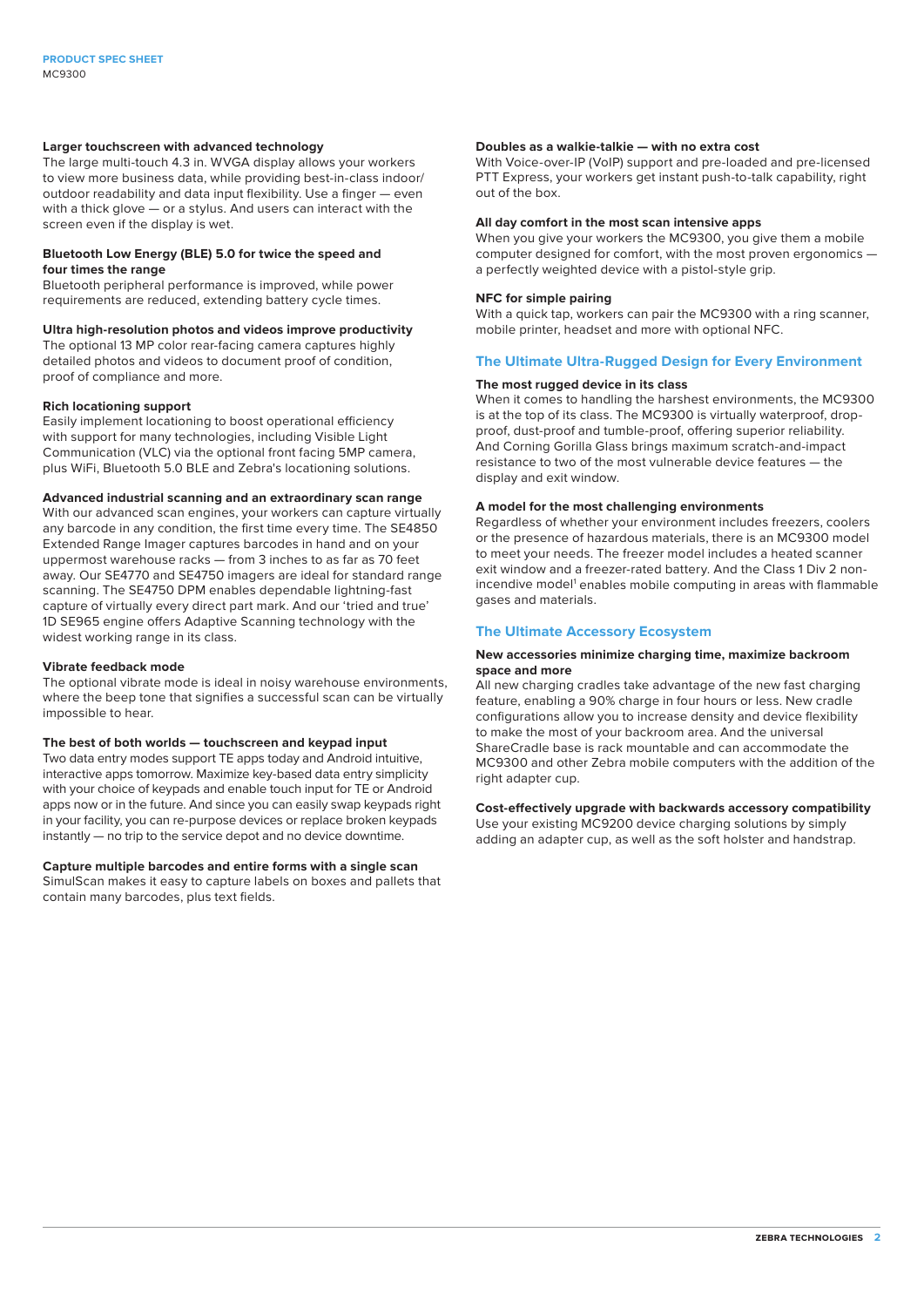### Larger touchscreen with advanced technology

The large multi-touch 4.3 in. WVGA display allows your workers to view more business data, while providing best-in-class indoor/outdoor readability and data input flexibility. Use a finger — even with a thick glove — or a stylus. And users can interact with the screen even if the display is wet.

### Bluetooth Low Energy (BLE) 5.0 for twice the speed and four times the range

Bluetooth peripheral performance is improved, while power requirements are reduced, extending battery cycle times.

### Ultra high-resolution photos and videos improve productivity

The optional 13 MP color rear-facing camera captures highly detailed photos and videos to document proof of condition, proof of compliance and more.

### Rich locationing support

Easily implement locationing to boost operational efficiency with support for many technologies, including Visible Light Communication (VLC) via the optional front facing 5MP camera, plus WiFi, Bluetooth 5.0 BLE and Zebra's locationing solutions.

### Advanced industrial scanning and an extraordinary scan range

With our advanced scan engines, your workers can capture virtually any barcode in any condition, the first time every time. The SE4850 Extended Range Imager captures barcodes in hand and on your uppermost warehouse racks — from 3 inches to as far as 70 feet away. Our SE4770 and SE4750 imagers are ideal for standard range scanning. The SE4750 DPM enables dependable lightning-fast capture of virtually every direct part mark. And our 'tried and true' 1D SE965 engine offers Adaptive Scanning technology with the widest working range in its class.

### Vibrate feedback mode

The optional vibrate mode is ideal in noisy warehouse environments, where the beep tone that signifies a successful scan can be virtually impossible to hear.

### The best of both worlds — touchscreen and keypad input

Two data entry modes support TE apps today and Android intuitive, interactive apps tomorrow. Maximize key-based data entry simplicity with your choice of keypads and enable touch input for TE or Android apps now or in the future. And since you can easily swap keypads right in your facility, you can re-purpose devices or replace broken keypads instantly — no trip to the service depot and no device downtime.

### Capture multiple barcodes and entire forms with a single scan

SimulScan makes it easy to capture labels on boxes and pallets that contain many barcodes, plus text fields.

### Doubles as a walkie-talkie — with no extra cost

With Voice-over-IP (VoIP) support and pre-loaded and pre-licensed PTT Express, your workers get instant push-to-talk capability, right out of the box.

### All day comfort in the most scan intensive apps

When you give your workers the MC9300, you give them a mobile computer designed for comfort, with the most proven ergonomics — a perfectly weighted device with a pistol-style grip.

### NFC for simple pairing

With a quick tap, workers can pair the MC9300 with a ring scanner, mobile printer, headset and more with optional NFC.

## The Ultimate Ultra-Rugged Design for Every Environment

### The most rugged device in its class

When it comes to handling the harshest environments, the MC9300 is at the top of its class. The MC9300 is virtually waterproof, drop-proof, dust-proof and tumble-proof, offering superior reliability. And Corning Gorilla Glass brings maximum scratch-and-impact resistance to two of the most vulnerable device features — the display and exit window.

### A model for the most challenging environments

Regardless of whether your environment includes freezers, coolers or the presence of hazardous materials, there is an MC9300 model to meet your needs. The freezer model includes a heated scanner exit window and a freezer-rated battery. And the Class 1 Div 2 non-incendive model[1] enables mobile computing in areas with flammable gases and materials.

## The Ultimate Accessory Ecosystem

### New accessories minimize charging time, maximize backroom space and more

All new charging cradles take advantage of the new fast charging feature, enabling a 90% charge in four hours or less. New cradle configurations allow you to increase density and device flexibility to make the most of your backroom area. And the universal ShareCradle base is rack mountable and can accommodate the MC9300 and other Zebra mobile computers with the addition of the right adapter cup.

### Cost-effectively upgrade with backwards accessory compatibility

Use your existing MC9200 device charging solutions by simply adding an adapter cup, as well as the soft holster and handstrap.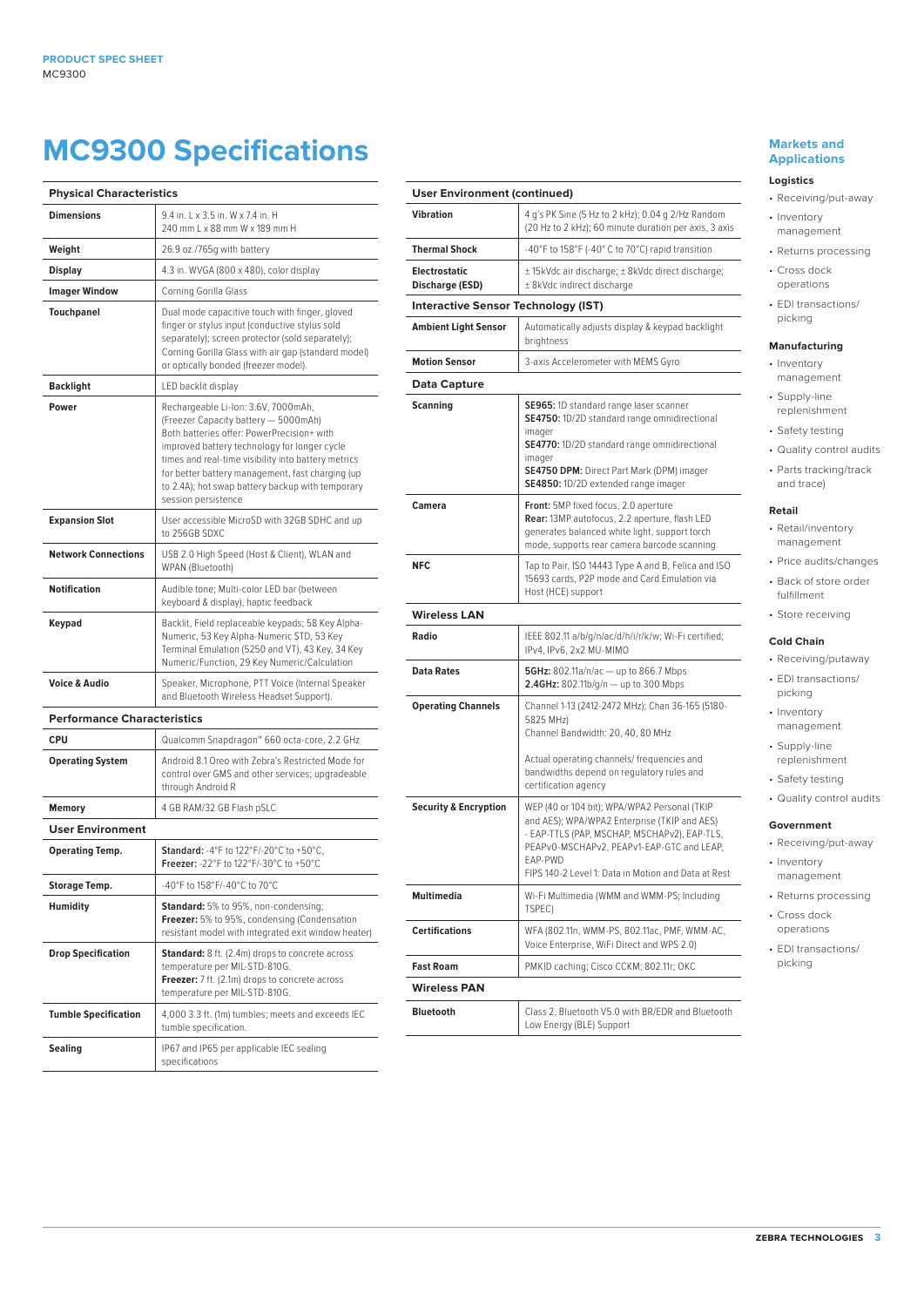# MC9300 Specifications

| Physical Characteristics | |
|---|---|
| **Dimensions** | 9.4 in. L x 3.5 in. W x 7.4 in. H<br>240 mm L x 88 mm W x 189 mm H |
| **Weight** | 26.9 oz./765g with battery |
| **Display** | 4.3 in. WVGA (800 x 480), color display |
| **Imager Window** | Corning Gorilla Glass |
| **Touchpanel** | Dual mode capacitive touch with finger, gloved finger or stylus input (conductive stylus sold separately); screen protector (sold separately); Corning Gorilla Glass with air gap (standard model) or optically bonded (freezer model). |
| **Backlight** | LED backlit display |
| **Power** | Rechargeable Li-Ion: 3.6V, 7000mAh, (Freezer Capacity battery — 5000mAh) Both batteries offer: PowerPrecision+ with improved battery technology for longer cycle times and real-time visibility into battery metrics for better battery management, fast charging (up to 2.4A); hot swap battery backup with temporary session persistence |
| **Expansion Slot** | User accessible MicroSD with 32GB SDHC and up to 256GB SDXC |
| **Network Connections** | USB 2.0 High Speed (Host & Client), WLAN and WPAN (Bluetooth) |
| **Notification** | Audible tone; Multi-color LED bar (between keyboard & display), haptic feedback |
| **Keypad** | Backlit, Field replaceable keypads; 58 Key Alpha-Numeric, 53 Key Alpha-Numeric STD, 53 Key Terminal Emulation (5250 and VT), 43 Key, 34 Key Numeric/Function, 29 Key Numeric/Calculation |
| **Voice & Audio** | Speaker, Microphone, PTT Voice (Internal Speaker and Bluetooth Wireless Headset Support). |

| Performance Characteristics | |
|---|---|
| **CPU** | Qualcomm Snapdragon™ 660 octa-core, 2.2 GHz |
| **Operating System** | Android 8.1 Oreo with Zebra's Restricted Mode for control over GMS and other services; upgradeable through Android R |
| **Memory** | 4 GB RAM/32 GB Flash pSLC |

| User Environment | |
|---|---|
| **Operating Temp.** | **Standard:** -4°F to 122°F/-20°C to +50°C,<br>**Freezer:** -22°F to 122°F/-30°C to +50°C |
| **Storage Temp.** | -40°F to 158°F/-40°C to 70°C |
| **Humidity** | **Standard:** 5% to 95%, non-condensing;<br>**Freezer:** 5% to 95%, condensing (Condensation resistant model with integrated exit window heater) |
| **Drop Specification** | **Standard:** 8 ft. (2.4m) drops to concrete across temperature per MIL-STD-810G.<br>**Freezer:** 7 ft. (2.1m) drops to concrete across temperature per MIL-STD-810G. |
| **Tumble Specification** | 4,000 3.3 ft. (1m) tumbles; meets and exceeds IEC tumble specification. |
| **Sealing** | IP67 and IP65 per applicable IEC sealing specifications |

| User Environment (continued) | |
|---|---|
| **Vibration** | 4 g's PK Sine (5 Hz to 2 kHz); 0.04 g 2/Hz Random (20 Hz to 2 kHz); 60 minute duration per axis, 3 axis |
| **Thermal Shock** | -40°F to 158°F (-40° C to 70°C) rapid transition |
| **Electrostatic Discharge (ESD)** | ± 15kVdc air discharge; ± 8kVdc direct discharge; ± 8kVdc indirect discharge |

| Interactive Sensor Technology (IST) | |
|---|---|
| **Ambient Light Sensor** | Automatically adjusts display & keypad backlight brightness |
| **Motion Sensor** | 3-axis Accelerometer with MEMS Gyro |

| Data Capture | |
|---|---|
| **Scanning** | **SE965:** 1D standard range laser scanner<br>**SE4750:** 1D/2D standard range omnidirectional imager<br>**SE4770:** 1D/2D standard range omnidirectional imager<br>**SE4750 DPM:** Direct Part Mark (DPM) imager<br>**SE4850:** 1D/2D extended range imager |
| **Camera** | **Front:** 5MP fixed focus, 2.0 aperture<br>**Rear:** 13MP autofocus, 2.2 aperture, flash LED generates balanced white light, support torch mode, supports rear camera barcode scanning |
| **NFC** | Tap to Pair, ISO 14443 Type A and B, Felica and ISO 15693 cards, P2P mode and Card Emulation via Host (HCE) support |

| Wireless LAN | |
|---|---|
| **Radio** | IEEE 802.11 a/b/g/n/ac/d/h/i/r/k/w; Wi-Fi certified; IPv4, IPv6, 2x2 MU-MIMO |
| **Data Rates** | **5GHz:** 802.11a/n/ac — up to 866.7 Mbps<br>**2.4GHz:** 802.11b/g/n — up to 300 Mbps |
| **Operating Channels** | Channel 1-13 (2412-2472 MHz); Chan 36-165 (5180-5825 MHz)<br>Channel Bandwidth: 20, 40, 80 MHz<br><br>Actual operating channels/ frequencies and bandwidths depend on regulatory rules and certification agency |
| **Security & Encryption** | WEP (40 or 104 bit); WPA/WPA2 Personal (TKIP and AES); WPA/WPA2 Enterprise (TKIP and AES) - EAP-TTLS (PAP, MSCHAP, MSCHAPv2), EAP-TLS, PEAPv0-MSCHAPv2, PEAPv1-EAP-GTC and LEAP, EAP-PWD<br>FIPS 140-2 Level 1: Data in Motion and Data at Rest |
| **Multimedia** | Wi-Fi Multimedia (WMM and WMM-PS; Including TSPEC) |
| **Certifications** | WFA (802.11n, WMM-PS, 802.11ac, PMF, WMM-AC, Voice Enterprise, WiFi Direct and WPS 2.0) |
| **Fast Roam** | PMKID caching; Cisco CCKM; 802.11r; OKC |

| Wireless PAN | |
|---|---|
| **Bluetooth** | Class 2, Bluetooth V5.0 with BR/EDR and Bluetooth Low Energy (BLE) Support |

## Markets and Applications

### Logistics
- Receiving/put-away
- Inventory management
- Returns processing
- Cross dock operations
- EDI transactions/picking

### Manufacturing
- Inventory management
- Supply-line replenishment
- Safety testing
- Quality control audits
- Parts tracking/track and trace)

### Retail
- Retail/inventory management
- Price audits/changes
- Back of store order fulfillment
- Store receiving

### Cold Chain
- Receiving/putaway
- EDI transactions/picking
- Inventory management
- Supply-line replenishment
- Safety testing
- Quality control audits

### Government
- Receiving/put-away
- Inventory management
- Returns processing
- Cross dock operations
- EDI transactions/picking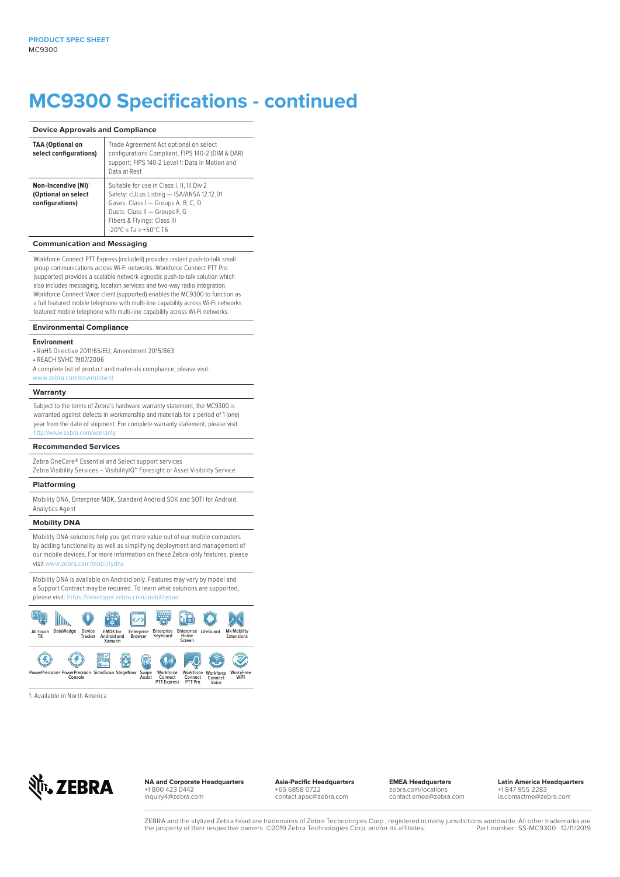# MC9300 Specifications - continued

## Device Approvals and Compliance

| | |
|---|---|
| **TAA (Optional on select configurations)** | Trade Agreement Act optional on select configurations Compliant, FIPS 140-2 (DIM & DAR) support; FIPS 140-2 Level 1: Data in Motion and Data at Rest |
| **Non-Incendive (NI)[1] (Optional on select configurations)** | Suitable for use in Class I, II, III Div 2<br>Safety: cULus Listing — ISA/ANSA 12.12.01<br>Gases: Class I — Groups A, B, C, D<br>Dusts: Class II — Groups F, G<br>Fibers & Flyings: Class III<br>-20°C ≤ Ta ≥ +50°C T6 |

## Communication and Messaging

Workforce Connect PTT Express (included) provides instant push-to-talk small group communications across Wi-Fi networks. Workforce Connect PTT Pro (supported) provides a scalable network agnostic push-to-talk solution which also includes messaging, location services and two-way radio integration. Workforce Connect Voice client (supported) enables the MC9300 to function as a full featured mobile telephone with multi-line capability across Wi-Fi networks featured mobile telephone with multi-line capability across Wi-Fi networks.

## Environmental Compliance

**Environment**

- RoHS Directive 2011/65/EU; Amendment 2015/863
- REACH SVHC 1907/2006

A complete list of product and materials compliance, please visit:
www.zebra.com/environment

## Warranty

Subject to the terms of Zebra's hardware warranty statement, the MC9300 is warranted against defects in workmanship and materials for a period of 1 (one) year from the date of shipment. For complete warranty statement, please visit: http://www.zebra.com/warranty

## Recommended Services

Zebra OneCare® Essential and Select support services
Zebra Visibility Services – VisibilityIQ™ Foresight or Asset Visibility Service

## Platforming

Mobility DNA, Enterprise MDK, Standard Android SDK and SOTI for Android, Analytics Agent

## Mobility DNA

Mobility DNA solutions help you get more value out of our mobile computers by adding functionality as well as simplifying deployment and management of our mobile devices. For more information on these Zebra-only features, please visit www.zebra.com/mobilitydna

Mobility DNA is available on Android only. Features may vary by model and a Support Contract may be required. To learn what solutions are supported, please visit: https://developer.zebra.com/mobilitydna

All-touch TE
DataWedge
Device Tracker
EMDK for Android and Xamarin
Enterprise Browser
Enterprise Keyboard
Enterprise Home Screen
LifeGuard
Mx Mobility Extensions
PowerPrecision+
PowerPrecision Console
SimulScan
StageNow
Swipe Assist
Workforce Connect PTT Express
Workforce Connect PTT Pro
Workforce Connect Voice
WorryFree WiFi

1. Available in North America

**NA and Corporate Headquarters**
+1 800 423 0442
inquiry4@zebra.com

**Asia-Pacific Headquarters**
+65 6858 0722
contact.apac@zebra.com

**EMEA Headquarters**
zebra.com/locations
contact.emea@zebra.com

**Latin America Headquarters**
+1 847 955 2283
la.contactme@zebra.com

ZEBRA and the stylized Zebra head are trademarks of Zebra Technologies Corp., registered in many jurisdictions worldwide. All other trademarks are the property of their respective owners. ©2019 Zebra Technologies Corp. and/or its affiliates. Part number: SS-MC9300 12/11/2019